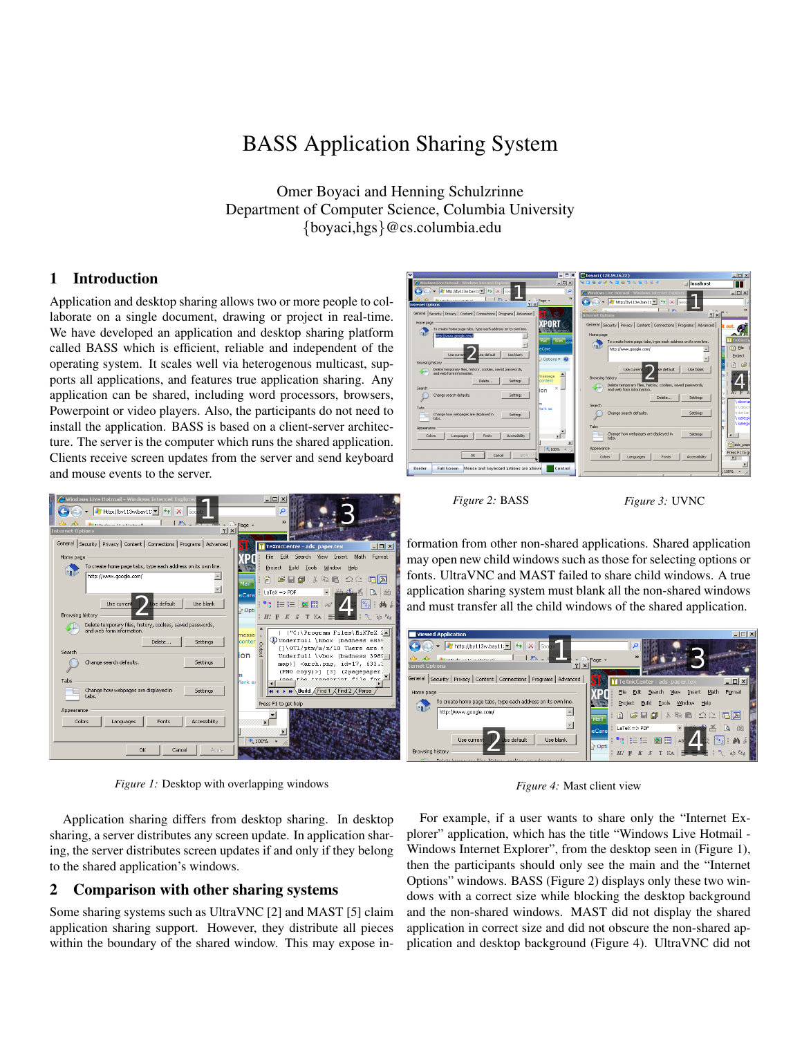# BASS Application Sharing System

Omer Boyaci and Henning Schulzrinne
Department of Computer Science, Columbia University
{boyaci,hgs}@cs.columbia.edu

## 1 Introduction

Application and desktop sharing allows two or more people to collaborate on a single document, drawing or project in real-time. We have developed an application and desktop sharing platform called BASS which is efficient, reliable and independent of the operating system. It scales well via heterogenous multicast, supports all applications, and features true application sharing. Any application can be shared, including word processors, browsers, Powerpoint or video players. Also, the participants do not need to install the application. BASS is based on a client-server architecture. The server is the computer which runs the shared application. Clients receive screen updates from the server and send keyboard and mouse events to the server.

*Figure 1:* Desktop with overlapping windows

Application sharing differs from desktop sharing. In desktop sharing, a server distributes any screen update. In application sharing, the server distributes screen updates if and only if they belong to the shared application's windows.

## 2 Comparison with other sharing systems

Some sharing systems such as UltraVNC [2] and MAST [5] claim application sharing support. However, they distribute all pieces within the boundary of the shared window. This may expose information from other non-shared applications. Shared application may open new child windows such as those for selecting options or fonts. UltraVNC and MAST failed to share child windows. A true application sharing system must blank all the non-shared windows and must transfer all the child windows of the shared application.

*Figure 2:* BASS

*Figure 3:* UVNC

*Figure 4:* Mast client view

For example, if a user wants to share only the "Internet Explorer" application, which has the title "Windows Live Hotmail - Windows Internet Explorer", from the desktop seen in (Figure 1), then the participants should only see the main and the "Internet Options" windows. BASS (Figure 2) displays only these two windows with a correct size while blocking the desktop background and the non-shared windows. MAST did not display the shared application in correct size and did not obscure the non-shared application and desktop background (Figure 4). UltraVNC did not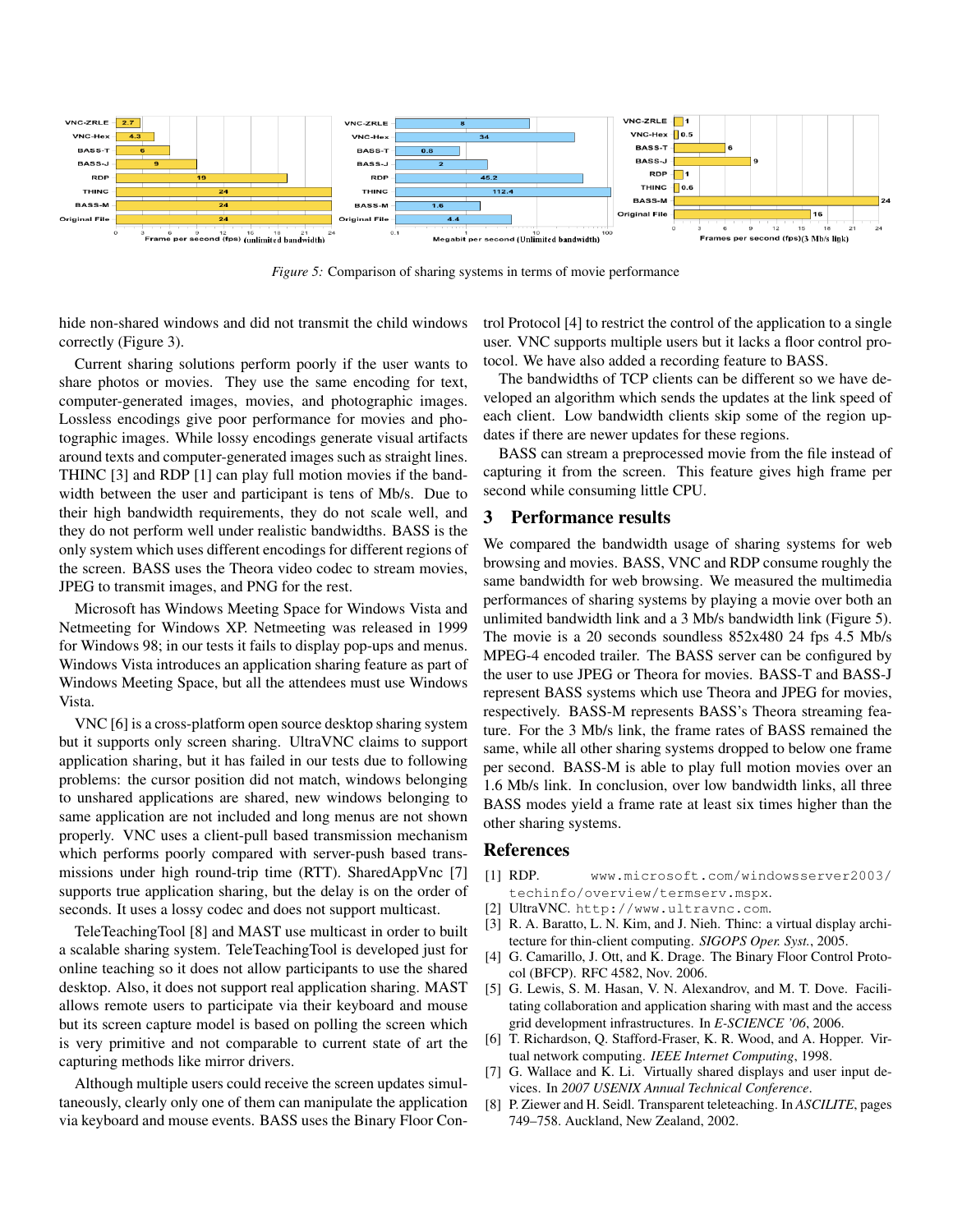VNC-ZRLE
VNC-Hex
BASS-T
BASS-J
RDP
THINC
BASS-M
Original File

2.7
4.3
6
9
19
24
24
24

0 3 6 9 12 15 18 21 24
Frame per second (fps) (unlimited bandwidth)

VNC-ZRLE
VNC-Hex
BASS-T
BASS-J
RDP
THINC
BASS-M
Original File

8
34
0.8
2
45.2
112.4
1.6
4.4

0.1 1 10 100
Megabit per second (Unlimited bandwidth)

VNC-ZRLE
VNC-Hex
BASS-T
BASS-J
RDP
THINC
BASS-M
Original File

1
0.5
6
9
1
0.6
24
16

0 3 6 9 12 15 18 21 24
Frames per second (fps)(3 Mb/s link)

*Figure 5:* Comparison of sharing systems in terms of movie performance

hide non-shared windows and did not transmit the child windows correctly (Figure 3).

Current sharing solutions perform poorly if the user wants to share photos or movies. They use the same encoding for text, computer-generated images, movies, and photographic images. Lossless encodings give poor performance for movies and photographic images. While lossy encodings generate visual artifacts around texts and computer-generated images such as straight lines. THINC [3] and RDP [1] can play full motion movies if the bandwidth between the user and participant is tens of Mb/s. Due to their high bandwidth requirements, they do not scale well, and they do not perform well under realistic bandwidths. BASS is the only system which uses different encodings for different regions of the screen. BASS uses the Theora video codec to stream movies, JPEG to transmit images, and PNG for the rest.

Microsoft has Windows Meeting Space for Windows Vista and Netmeeting for Windows XP. Netmeeting was released in 1999 for Windows 98; in our tests it fails to display pop-ups and menus. Windows Vista introduces an application sharing feature as part of Windows Meeting Space, but all the attendees must use Windows Vista.

VNC [6] is a cross-platform open source desktop sharing system but it supports only screen sharing. UltraVNC claims to support application sharing, but it has failed in our tests due to following problems: the cursor position did not match, windows belonging to unshared applications are shared, new windows belonging to same application are not included and long menus are not shown properly. VNC uses a client-pull based transmission mechanism which performs poorly compared with server-push based transmissions under high round-trip time (RTT). SharedAppVnc [7] supports true application sharing, but the delay is on the order of seconds. It uses a lossy codec and does not support multicast.

TeleTeachingTool [8] and MAST use multicast in order to built a scalable sharing system. TeleTeachingTool is developed just for online teaching so it does not allow participants to use the shared desktop. Also, it does not support real application sharing. MAST allows remote users to participate via their keyboard and mouse but its screen capture model is based on polling the screen which is very primitive and not comparable to current state of art the capturing methods like mirror drivers.

Although multiple users could receive the screen updates simultaneously, clearly only one of them can manipulate the application via keyboard and mouse events. BASS uses the Binary Floor Control Protocol [4] to restrict the control of the application to a single user. VNC supports multiple users but it lacks a floor control protocol. We have also added a recording feature to BASS.

The bandwidths of TCP clients can be different so we have developed an algorithm which sends the updates at the link speed of each client. Low bandwidth clients skip some of the region updates if there are newer updates for these regions.

BASS can stream a preprocessed movie from the file instead of capturing it from the screen. This feature gives high frame per second while consuming little CPU.

## 3 Performance results

We compared the bandwidth usage of sharing systems for web browsing and movies. BASS, VNC and RDP consume roughly the same bandwidth for web browsing. We measured the multimedia performances of sharing systems by playing a movie over both an unlimited bandwidth link and a 3 Mb/s bandwidth link (Figure 5). The movie is a 20 seconds soundless 852x480 24 fps 4.5 Mb/s MPEG-4 encoded trailer. The BASS server can be configured by the user to use JPEG or Theora for movies. BASS-T and BASS-J represent BASS systems which use Theora and JPEG for movies, respectively. BASS-M represents BASS's Theora streaming feature. For the 3 Mb/s link, the frame rates of BASS remained the same, while all other sharing systems dropped to below one frame per second. BASS-M is able to play full motion movies over an 1.6 Mb/s link. In conclusion, over low bandwidth links, all three BASS modes yield a frame rate at least six times higher than the other sharing systems.

## References

[1] RDP. www.microsoft.com/windowsserver2003/techinfo/overview/termserv.mspx.

[2] UltraVNC. http://www.ultravnc.com.

[3] R. A. Baratto, L. N. Kim, and J. Nieh. Thinc: a virtual display architecture for thin-client computing. *SIGOPS Oper. Syst.*, 2005.

[4] G. Camarillo, J. Ott, and K. Drage. The Binary Floor Control Protocol (BFCP). RFC 4582, Nov. 2006.

[5] G. Lewis, S. M. Hasan, V. N. Alexandrov, and M. T. Dove. Facilitating collaboration and application sharing with mast and the access grid development infrastructures. In *E-SCIENCE '06*, 2006.

[6] T. Richardson, Q. Stafford-Fraser, K. R. Wood, and A. Hopper. Virtual network computing. *IEEE Internet Computing*, 1998.

[7] G. Wallace and K. Li. Virtually shared displays and user input devices. In *2007 USENIX Annual Technical Conference*.

[8] P. Ziewer and H. Seidl. Transparent teleteaching. In *ASCILITE*, pages 749–758. Auckland, New Zealand, 2002.